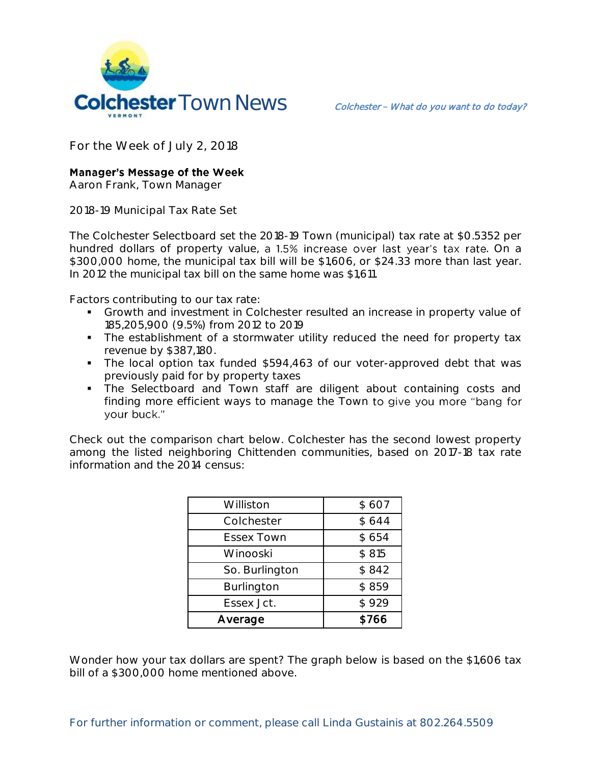# Colchester Town News

*Colchester – What do you want to do today?*

For the Week of July 2, 2018

**Manager's Message of the Week**
Aaron Frank, Town Manager

2018-19 Municipal Tax Rate Set

The Colchester Selectboard set the 2018-19 Town (municipal) tax rate at $0.5352 per hundred dollars of property value, a 1.5% increase over last year's tax rate. On a $300,000 home, the municipal tax bill will be $1,606, or $24.33 more than last year. In 2012 the municipal tax bill on the same home was $1,611.

Factors contributing to our tax rate:

- Growth and investment in Colchester resulted an increase in property value of 185,205,900 (9.5%) from 2012 to 2019
- The establishment of a stormwater utility reduced the need for property tax revenue by $387,180.
- The local option tax funded $594,463 of our voter-approved debt that was previously paid for by property taxes
- The Selectboard and Town staff are diligent about containing costs and finding more efficient ways to manage the Town to give you more "bang for your buck."

Check out the comparison chart below. Colchester has the second lowest property among the listed neighboring Chittenden communities, based on 2017-18 tax rate information and the 2014 census:

| | |
|---|---|
| Williston | $ 607 |
| Colchester | $ 644 |
| Essex Town | $ 654 |
| Winooski | $ 815 |
| So. Burlington | $ 842 |
| Burlington | $ 859 |
| Essex Jct. | $ 929 |
| **Average** | **$766** |

Wonder how your tax dollars are spent? The graph below is based on the $1,606 tax bill of a $300,000 home mentioned above.

For further information or comment, please call Linda Gustainis at 802.264.5509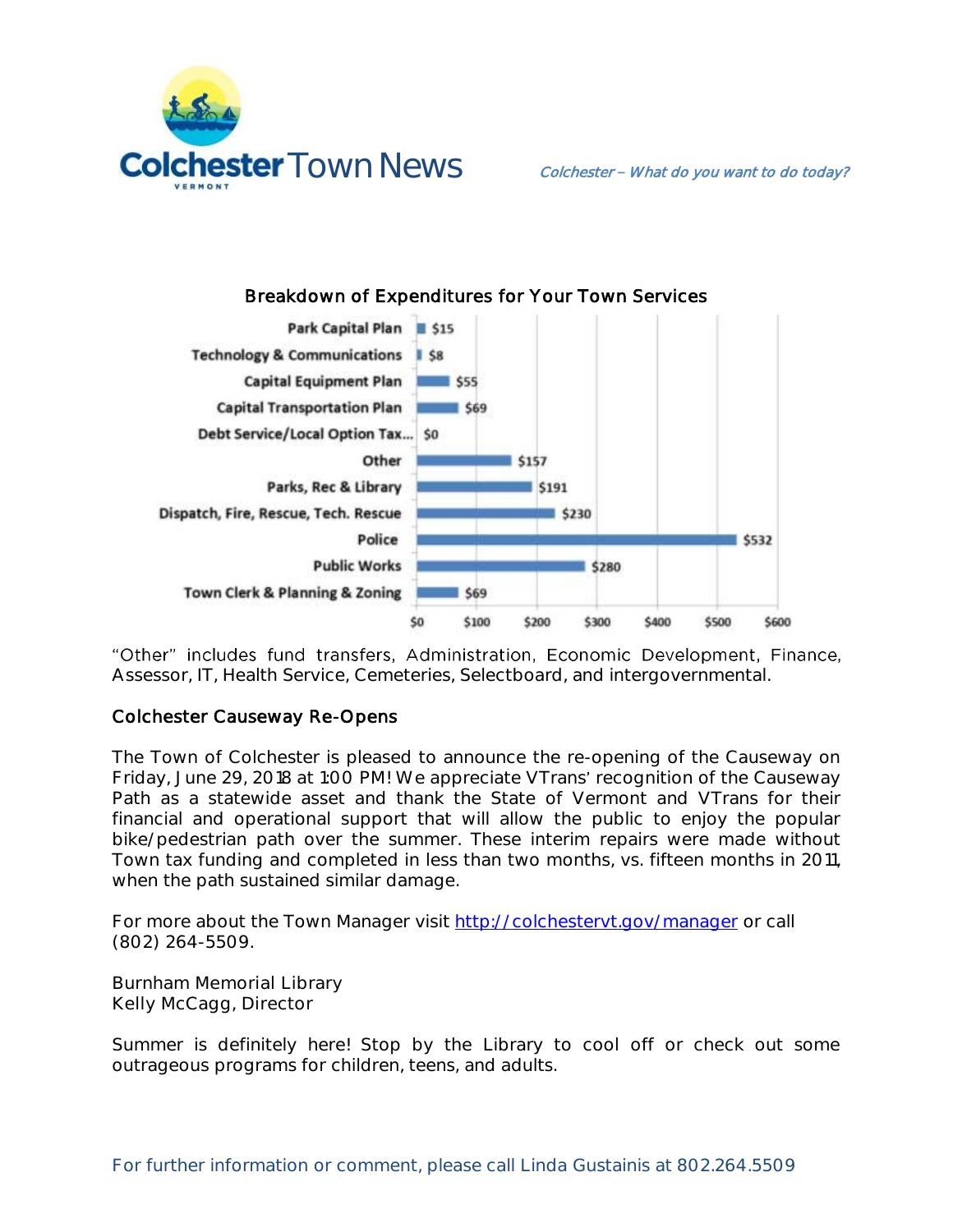# Colchester Town News

*Colchester – What do you want to do today?*

### Breakdown of Expenditures for Your Town Services

| Category | Amount |
| --- | --- |
| Park Capital Plan | $15 |
| Technology & Communications | $8 |
| Capital Equipment Plan | $55 |
| Capital Transportation Plan | $69 |
| Debt Service/Local Option Tax... | $0 |
| Other | $157 |
| Parks, Rec & Library | $191 |
| Dispatch, Fire, Rescue, Tech. Rescue | $230 |
| Police | $532 |
| Public Works | $280 |
| Town Clerk & Planning & Zoning | $69 |

"Other" includes fund transfers, Administration, Economic Development, Finance, Assessor, IT, Health Service, Cemeteries, Selectboard, and intergovernmental.

## Colchester Causeway Re-Opens

The Town of Colchester is pleased to announce the re-opening of the Causeway on Friday, June 29, 2018 at 1:00 PM! We appreciate VTrans' recognition of the Causeway Path as a statewide asset and thank the State of Vermont and VTrans for their financial and operational support that will allow the public to enjoy the popular bike/pedestrian path over the summer. These interim repairs were made without Town tax funding and completed in less than two months, vs. fifteen months in 2011, when the path sustained similar damage.

For more about the Town Manager visit http://colchestervt.gov/manager or call (802) 264-5509.

Burnham Memorial Library
Kelly McCagg, Director

Summer is definitely here! Stop by the Library to cool off or check out some outrageous programs for children, teens, and adults.

For further information or comment, please call Linda Gustainis at 802.264.5509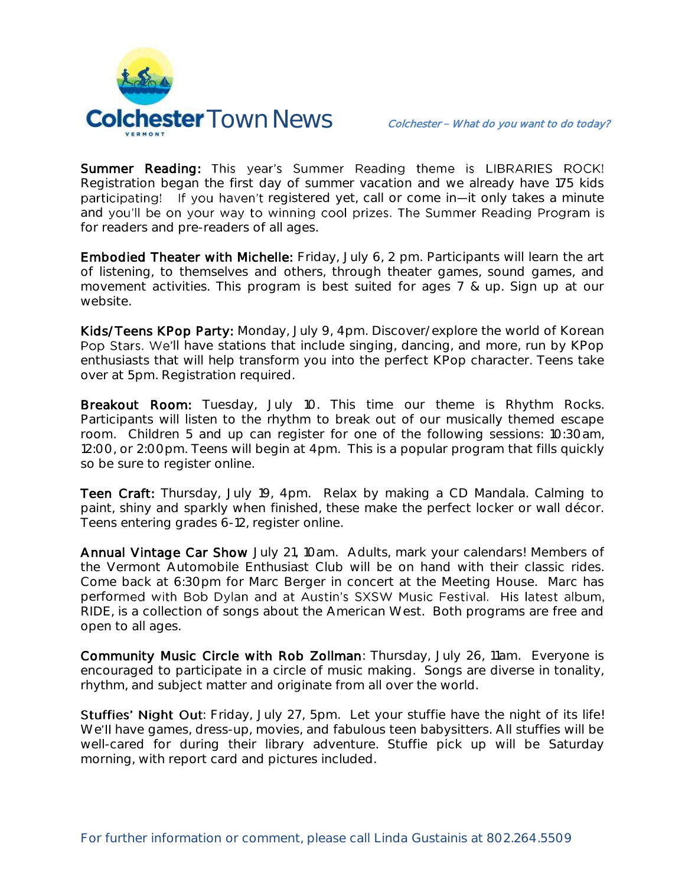# Colchester Town News

*Colchester – What do you want to do today?*

**Summer Reading:** This year's Summer Reading theme is LIBRARIES ROCK! Registration began the first day of summer vacation and we already have 175 kids participating! If you haven't registered yet, call or come in—it only takes a minute and you'll be on your way to winning cool prizes. The Summer Reading Program is for readers and pre-readers of all ages.

**Embodied Theater with Michelle:** Friday, July 6, 2 pm. Participants will learn the art of listening, to themselves and others, through theater games, sound games, and movement activities. This program is best suited for ages 7 & up. Sign up at our website.

**Kids/Teens KPop Party:** Monday, July 9, 4pm. Discover/explore the world of Korean Pop Stars. We'll have stations that include singing, dancing, and more, run by KPop enthusiasts that will help transform you into the perfect KPop character. Teens take over at 5pm. Registration required.

**Breakout Room:** Tuesday, July 10. This time our theme is Rhythm Rocks. Participants will listen to the rhythm to break out of our musically themed escape room. Children 5 and up can register for one of the following sessions: 10:30am, 12:00, or 2:00pm. Teens will begin at 4pm. This is a popular program that fills quickly so be sure to register online.

**Teen Craft:** Thursday, July 19, 4pm. Relax by making a CD Mandala. Calming to paint, shiny and sparkly when finished, these make the perfect locker or wall décor. Teens entering grades 6-12, register online.

**Annual Vintage Car Show** July 21, 10am. Adults, mark your calendars! Members of the Vermont Automobile Enthusiast Club will be on hand with their classic rides. Come back at 6:30pm for Marc Berger in concert at the Meeting House. Marc has performed with Bob Dylan and at Austin's SXSW Music Festival. His latest album, RIDE, is a collection of songs about the American West. Both programs are free and open to all ages.

**Community Music Circle with Rob Zollman**: Thursday, July 26, 11am. Everyone is encouraged to participate in a circle of music making. Songs are diverse in tonality, rhythm, and subject matter and originate from all over the world.

**Stuffies' Night Out**: Friday, July 27, 5pm. Let your stuffie have the night of its life! We'll have games, dress-up, movies, and fabulous teen babysitters. All stuffies will be well-cared for during their library adventure. Stuffie pick up will be Saturday morning, with report card and pictures included.

For further information or comment, please call Linda Gustainis at 802.264.5509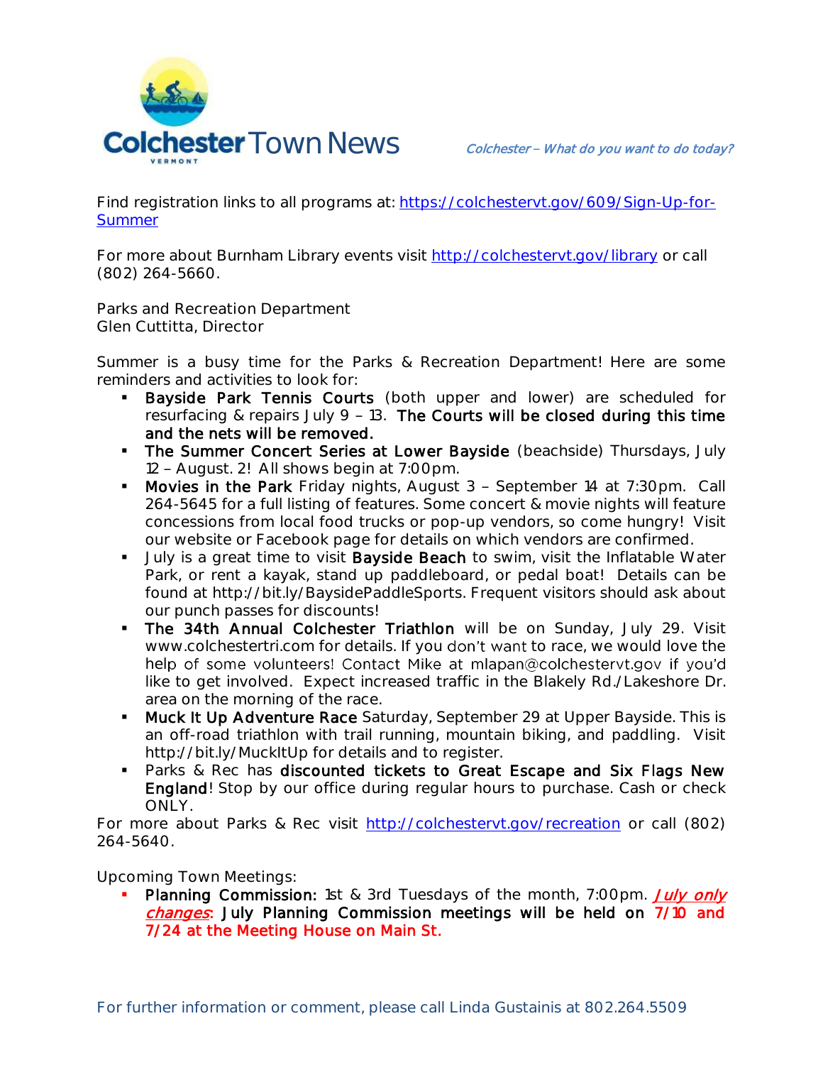Find registration links to all programs at: [https://colchestervt.gov/609/Sign-Up-for-Summer](https://colchestervt.gov/609/Sign-Up-for-Summer)

For more about Burnham Library events visit [http://colchestervt.gov/library](http://colchestervt.gov/library) or call (802) 264-5660.

Parks and Recreation Department
Glen Cuttitta, Director

Summer is a busy time for the Parks & Recreation Department! Here are some reminders and activities to look for:

- **Bayside Park Tennis Courts** (both upper and lower) are scheduled for resurfacing & repairs July 9 – 13. **The Courts will be closed during this time and the nets will be removed.**
- **The Summer Concert Series at Lower Bayside** (beachside) Thursdays, July 12 – August. 2! All shows begin at 7:00pm.
- **Movies in the Park** Friday nights, August 3 – September 14 at 7:30pm. Call 264-5645 for a full listing of features. Some concert & movie nights will feature concessions from local food trucks or pop-up vendors, so come hungry! Visit our website or Facebook page for details on which vendors are confirmed.
- July is a great time to visit **Bayside Beach** to swim, visit the Inflatable Water Park, or rent a kayak, stand up paddleboard, or pedal boat! Details can be found at http://bit.ly/BaysidePaddleSports. Frequent visitors should ask about our punch passes for discounts!
- **The 34th Annual Colchester Triathlon** will be on Sunday, July 29. Visit www.colchestertri.com for details. If you don't want to race, we would love the help of some volunteers! Contact Mike at mlapan@colchestervt.gov if you'd like to get involved. Expect increased traffic in the Blakely Rd./Lakeshore Dr. area on the morning of the race.
- **Muck It Up Adventure Race** Saturday, September 29 at Upper Bayside. This is an off-road triathlon with trail running, mountain biking, and paddling. Visit http://bit.ly/MuckItUp for details and to register.
- Parks & Rec has **discounted tickets to Great Escape and Six Flags New England**! Stop by our office during regular hours to purchase. Cash or check ONLY.

For more about Parks & Rec visit [http://colchestervt.gov/recreation](http://colchestervt.gov/recreation) or call (802) 264-5640.

Upcoming Town Meetings:

- **Planning Commission:** 1st & 3rd Tuesdays of the month, 7:00pm. ***July only changes*: July Planning Commission meetings will be held on 7/10 and 7/24 at the Meeting House on Main St.**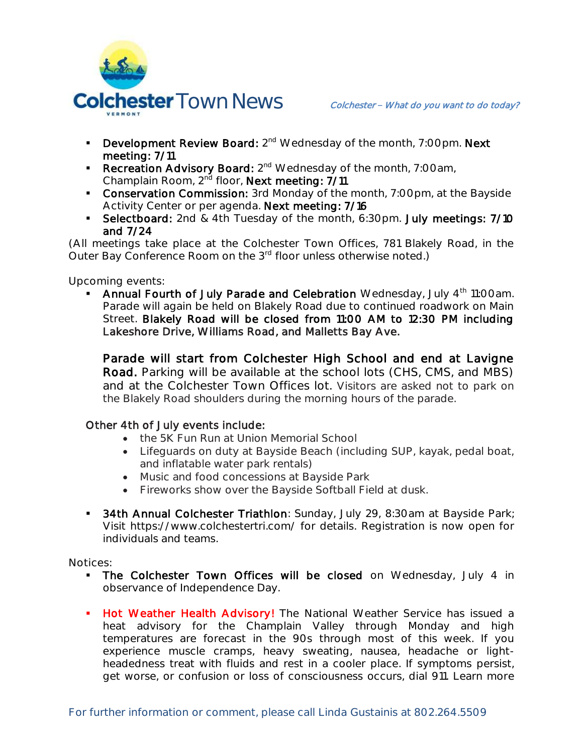- **Development Review Board:** 2nd Wednesday of the month, 7:00pm. **Next meeting: 7/11**
- **Recreation Advisory Board:** 2nd Wednesday of the month, 7:00am, Champlain Room, 2nd floor, **Next meeting: 7/11**
- **Conservation Commission:** 3rd Monday of the month, 7:00pm, at the Bayside Activity Center or per agenda. **Next meeting: 7/16**
- **Selectboard:** 2nd & 4th Tuesday of the month, 6:30pm. **July meetings: 7/10 and 7/24**

(All meetings take place at the Colchester Town Offices, 781 Blakely Road, in the Outer Bay Conference Room on the 3rd floor unless otherwise noted.)

Upcoming events:

- **Annual Fourth of July Parade and Celebration** Wednesday, July 4th 11:00am. Parade will again be held on Blakely Road due to continued roadwork on Main Street. **Blakely Road will be closed from 11:00 AM to 12:30 PM including Lakeshore Drive, Williams Road, and Malletts Bay Ave.**

  **Parade will start from Colchester High School and end at Lavigne Road.** Parking will be available at the school lots (CHS, CMS, and MBS) and at the Colchester Town Offices lot. Visitors are asked not to park on the Blakely Road shoulders during the morning hours of the parade.

  Other 4th of July events include:
  - the 5K Fun Run at Union Memorial School
  - Lifeguards on duty at Bayside Beach (including SUP, kayak, pedal boat, and inflatable water park rentals)
  - Music and food concessions at Bayside Park
  - Fireworks show over the Bayside Softball Field at dusk.

- **34th Annual Colchester Triathlon**: Sunday, July 29, 8:30am at Bayside Park; Visit https://www.colchestertri.com/ for details. Registration is now open for individuals and teams.

Notices:

- **The Colchester Town Offices will be closed** on Wednesday, July 4 in observance of Independence Day.

- **Hot Weather Health Advisory!** The National Weather Service has issued a heat advisory for the Champlain Valley through Monday and high temperatures are forecast in the 90s through most of this week. If you experience muscle cramps, heavy sweating, nausea, headache or light-headedness treat with fluids and rest in a cooler place. If symptoms persist, get worse, or confusion or loss of consciousness occurs, dial 911. Learn more

For further information or comment, please call Linda Gustainis at 802.264.5509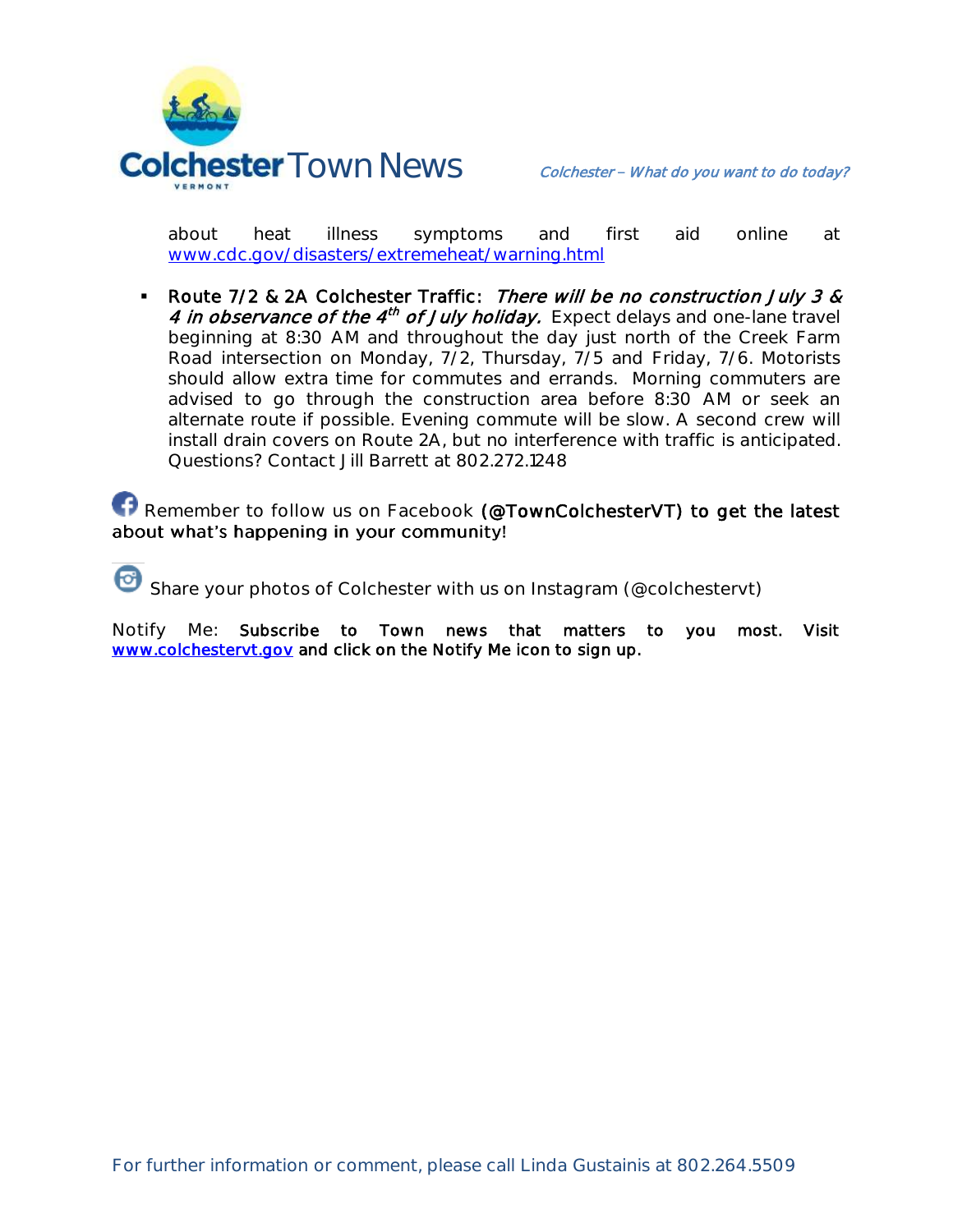about heat illness symptoms and first aid online at [www.cdc.gov/disasters/extremeheat/warning.html](http://www.cdc.gov/disasters/extremeheat/warning.html)

- Route 7/2 & 2A Colchester Traffic: *There will be no construction July 3 & 4 in observance of the 4th of July holiday.* Expect delays and one-lane travel beginning at 8:30 AM and throughout the day just north of the Creek Farm Road intersection on Monday, 7/2, Thursday, 7/5 and Friday, 7/6. Motorists should allow extra time for commutes and errands. Morning commuters are advised to go through the construction area before 8:30 AM or seek an alternate route if possible. Evening commute will be slow. A second crew will install drain covers on Route 2A, but no interference with traffic is anticipated. Questions? Contact Jill Barrett at 802.272.1248

Remember to follow us on Facebook (@TownColchesterVT) to get the latest about what's happening in your community!

Share your photos of Colchester with us on Instagram (@colchestervt)

Notify Me: **Subscribe to Town news that matters to you most. Visit [www.colchestervt.gov](http://www.colchestervt.gov) and click on the Notify Me icon to sign up.**